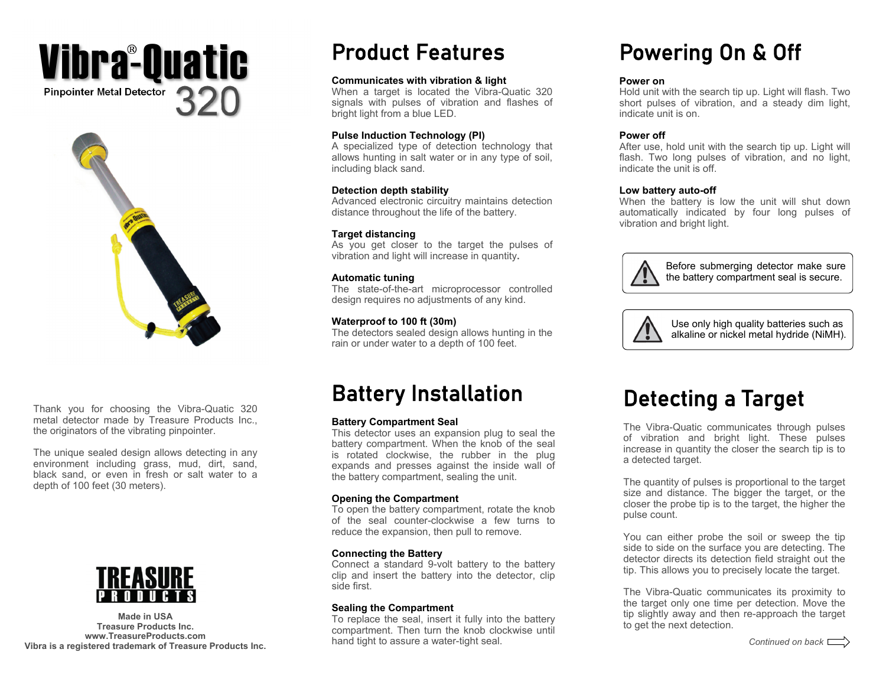# Vibra®-Quatic

Pinpointer Metal Detector 320

Thank you for choosing the Vibra-Quatic 320 metal detector made by Treasure Products Inc., the originators of the vibrating pinpointer.

The unique sealed design allows detecting in any environment including grass, mud, dirt, sand, black sand, or even in fresh or salt water to a depth of 100 feet (30 meters).

**TREASURE PRODUCTS**

**Made in USA**
**Treasure Products Inc.**
**www.TreasureProducts.com**
**Vibra is a registered trademark of Treasure Products Inc.**

## Product Features

**Communicates with vibration & light**
When a target is located the Vibra-Quatic 320 signals with pulses of vibration and flashes of bright light from a blue LED.

**Pulse Induction Technology (PI)**
A specialized type of detection technology that allows hunting in salt water or in any type of soil, including black sand.

**Detection depth stability**
Advanced electronic circuitry maintains detection distance throughout the life of the battery.

**Target distancing**
As you get closer to the target the pulses of vibration and light will increase in quantity.

**Automatic tuning**
The state-of-the-art microprocessor controlled design requires no adjustments of any kind.

**Waterproof to 100 ft (30m)**
The detectors sealed design allows hunting in the rain or under water to a depth of 100 feet.

## Battery Installation

**Battery Compartment Seal**
This detector uses an expansion plug to seal the battery compartment. When the knob of the seal is rotated clockwise, the rubber in the plug expands and presses against the inside wall of the battery compartment, sealing the unit.

**Opening the Compartment**
To open the battery compartment, rotate the knob of the seal counter-clockwise a few turns to reduce the expansion, then pull to remove.

**Connecting the Battery**
Connect a standard 9-volt battery to the battery clip and insert the battery into the detector, clip side first.

**Sealing the Compartment**
To replace the seal, insert it fully into the battery compartment. Then turn the knob clockwise until hand tight to assure a water-tight seal.

## Powering On & Off

**Power on**
Hold unit with the search tip up. Light will flash. Two short pulses of vibration, and a steady dim light, indicate unit is on.

**Power off**
After use, hold unit with the search tip up. Light will flash. Two long pulses of vibration, and no light, indicate the unit is off.

**Low battery auto-off**
When the battery is low the unit will shut down automatically indicated by four long pulses of vibration and bright light.

> ⚠ Before submerging detector make sure the battery compartment seal is secure.

> ⚠ Use only high quality batteries such as alkaline or nickel metal hydride (NiMH).

## Detecting a Target

The Vibra-Quatic communicates through pulses of vibration and bright light. These pulses increase in quantity the closer the search tip is to a detected target.

The quantity of pulses is proportional to the target size and distance. The bigger the target, or the closer the probe tip is to the target, the higher the pulse count.

You can either probe the soil or sweep the tip side to side on the surface you are detecting. The detector directs its detection field straight out the tip. This allows you to precisely locate the target.

The Vibra-Quatic communicates its proximity to the target only one time per detection. Move the tip slightly away and then re-approach the target to get the next detection.

*Continued on back* ⇨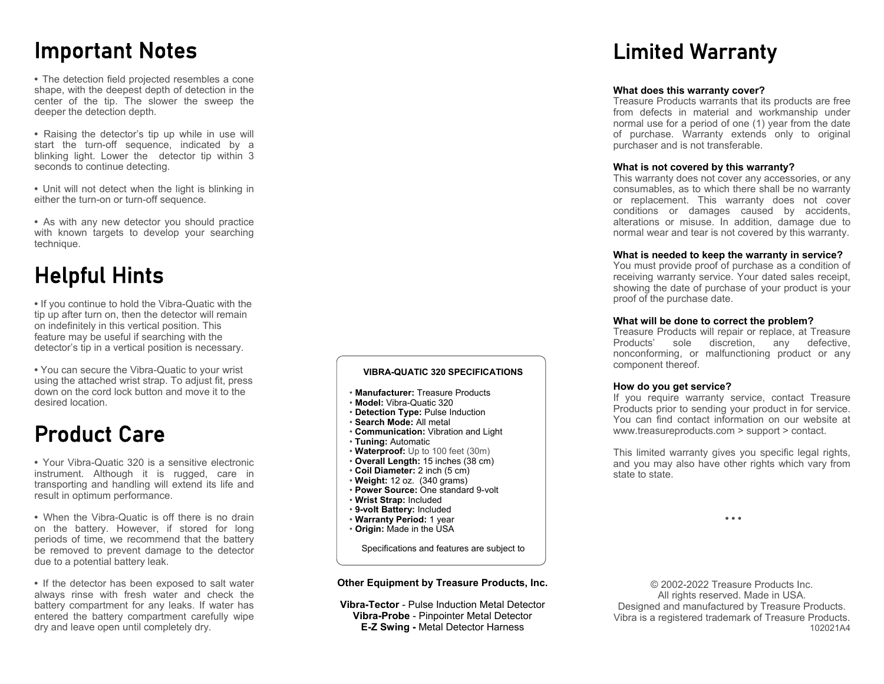# Important Notes

- The detection field projected resembles a cone shape, with the deepest depth of detection in the center of the tip. The slower the sweep the deeper the detection depth.

- Raising the detector's tip up while in use will start the turn-off sequence, indicated by a blinking light. Lower the detector tip within 3 seconds to continue detecting.

- Unit will not detect when the light is blinking in either the turn-on or turn-off sequence.

- As with any new detector you should practice with known targets to develop your searching technique.

# Helpful Hints

- If you continue to hold the Vibra-Quatic with the tip up after turn on, then the detector will remain on indefinitely in this vertical position. This feature may be useful if searching with the detector's tip in a vertical position is necessary.

- You can secure the Vibra-Quatic to your wrist using the attached wrist strap. To adjust fit, press down on the cord lock button and move it to the desired location.

# Product Care

- Your Vibra-Quatic 320 is a sensitive electronic instrument. Although it is rugged, care in transporting and handling will extend its life and result in optimum performance.

- When the Vibra-Quatic is off there is no drain on the battery. However, if stored for long periods of time, we recommend that the battery be removed to prevent damage to the detector due to a potential battery leak.

- If the detector has been exposed to salt water always rinse with fresh water and check the battery compartment for any leaks. If water has entered the battery compartment carefully wipe dry and leave open until completely dry.

**VIBRA-QUATIC 320 SPECIFICATIONS**

- **Manufacturer:** Treasure Products
- **Model:** Vibra-Quatic 320
- **Detection Type:** Pulse Induction
- **Search Mode:** All metal
- **Communication:** Vibration and Light
- **Tuning:** Automatic
- **Waterproof:** Up to 100 feet (30m)
- **Overall Length:** 15 inches (38 cm)
- **Coil Diameter:** 2 inch (5 cm)
- **Weight:** 12 oz. (340 grams)
- **Power Source:** One standard 9-volt
- **Wrist Strap:** Included
- **9-volt Battery:** Included
- **Warranty Period:** 1 year
- **Origin:** Made in the USA

Specifications and features are subject to

**Other Equipment by Treasure Products, Inc.**

**Vibra-Tector** - Pulse Induction Metal Detector
**Vibra-Probe** - Pinpointer Metal Detector
**E-Z Swing -** Metal Detector Harness

# Limited Warranty

**What does this warranty cover?**
Treasure Products warrants that its products are free from defects in material and workmanship under normal use for a period of one (1) year from the date of purchase. Warranty extends only to original purchaser and is not transferable.

**What is not covered by this warranty?**
This warranty does not cover any accessories, or any consumables, as to which there shall be no warranty or replacement. This warranty does not cover conditions or damages caused by accidents, alterations or misuse. In addition, damage due to normal wear and tear is not covered by this warranty.

**What is needed to keep the warranty in service?**
You must provide proof of purchase as a condition of receiving warranty service. Your dated sales receipt, showing the date of purchase of your product is your proof of the purchase date.

**What will be done to correct the problem?**
Treasure Products will repair or replace, at Treasure Products' sole discretion, any defective, nonconforming, or malfunctioning product or any component thereof.

**How do you get service?**
If you require warranty service, contact Treasure Products prior to sending your product in for service. You can find contact information on our website at www.treasureproducts.com > support > contact.

This limited warranty gives you specific legal rights, and you may also have other rights which vary from state to state.

• • •

© 2002-2022 Treasure Products Inc.
All rights reserved. Made in USA.
Designed and manufactured by Treasure Products.
Vibra is a registered trademark of Treasure Products.
102021A4